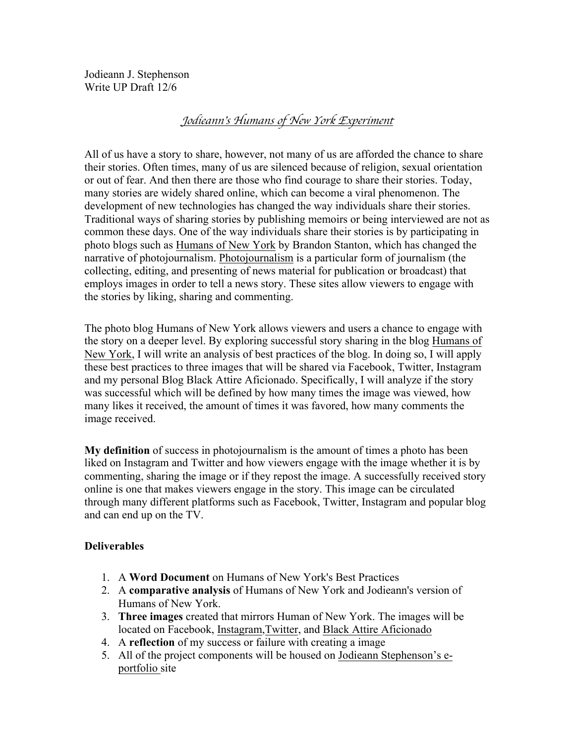Jodieann J. Stephenson
Write UP Draft 12/6

# *Jodieann's Humans of New York Experiment*

All of us have a story to share, however, not many of us are afforded the chance to share their stories. Often times, many of us are silenced because of religion, sexual orientation or out of fear. And then there are those who find courage to share their stories. Today, many stories are widely shared online, which can become a viral phenomenon. The development of new technologies has changed the way individuals share their stories. Traditional ways of sharing stories by publishing memoirs or being interviewed are not as common these days. One of the way individuals share their stories is by participating in photo blogs such as Humans of New York by Brandon Stanton, which has changed the narrative of photojournalism. Photojournalism is a particular form of journalism (the collecting, editing, and presenting of news material for publication or broadcast) that employs images in order to tell a news story. These sites allow viewers to engage with the stories by liking, sharing and commenting.

The photo blog Humans of New York allows viewers and users a chance to engage with the story on a deeper level. By exploring successful story sharing in the blog Humans of New York, I will write an analysis of best practices of the blog. In doing so, I will apply these best practices to three images that will be shared via Facebook, Twitter, Instagram and my personal Blog Black Attire Aficionado. Specifically, I will analyze if the story was successful which will be defined by how many times the image was viewed, how many likes it received, the amount of times it was favored, how many comments the image received.

**My definition** of success in photojournalism is the amount of times a photo has been liked on Instagram and Twitter and how viewers engage with the image whether it is by commenting, sharing the image or if they repost the image. A successfully received story online is one that makes viewers engage in the story. This image can be circulated through many different platforms such as Facebook, Twitter, Instagram and popular blog and can end up on the TV.

**Deliverables**

1. A **Word Document** on Humans of New York's Best Practices
2. A **comparative analysis** of Humans of New York and Jodieann's version of Humans of New York.
3. **Three images** created that mirrors Human of New York. The images will be located on Facebook, Instagram,Twitter, and Black Attire Aficionado
4. A **reflection** of my success or failure with creating a image
5. All of the project components will be housed on Jodieann Stephenson's e-portfolio site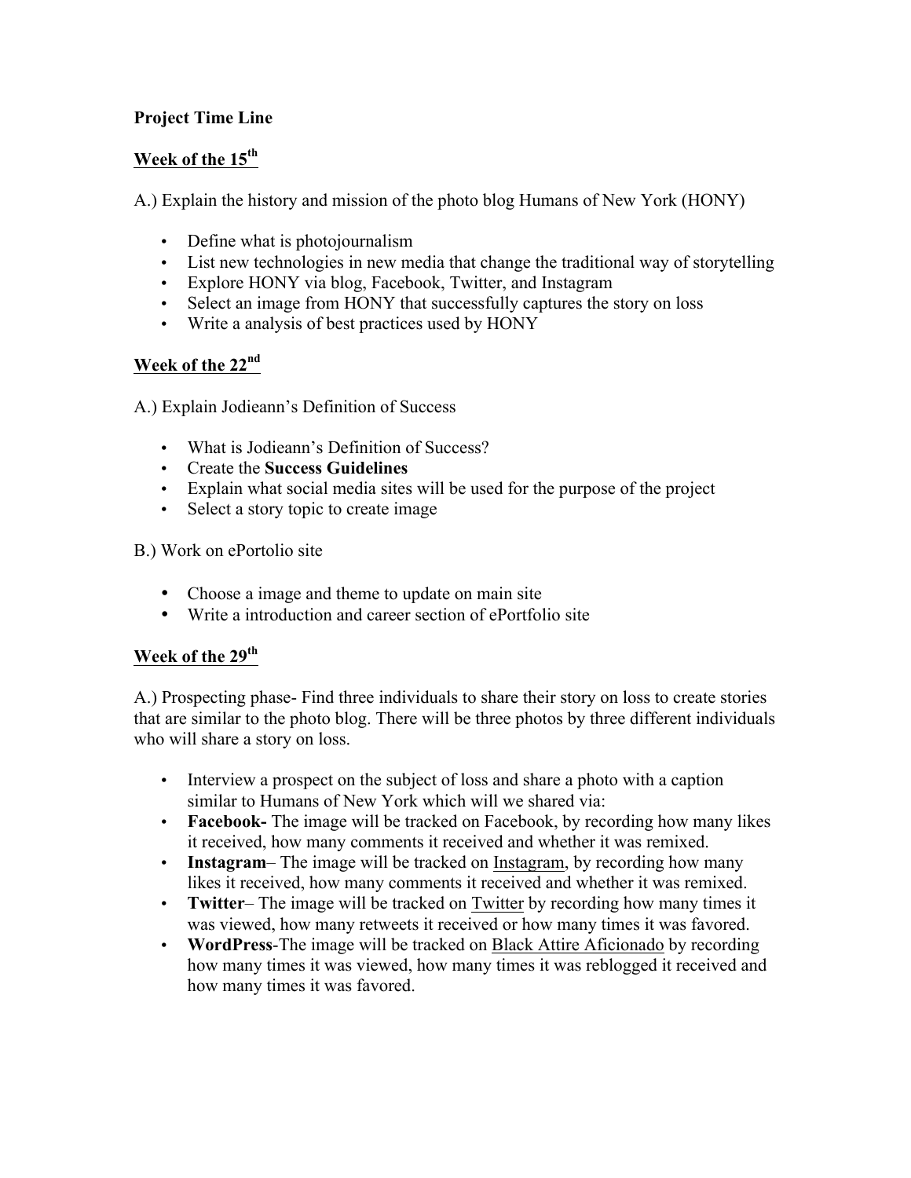**Project Time Line**

**Week of the 15th**

A.) Explain the history and mission of the photo blog Humans of New York (HONY)

- Define what is photojournalism
- List new technologies in new media that change the traditional way of storytelling
- Explore HONY via blog, Facebook, Twitter, and Instagram
- Select an image from HONY that successfully captures the story on loss
- Write a analysis of best practices used by HONY

**Week of the 22nd**

A.) Explain Jodieann's Definition of Success

- What is Jodieann's Definition of Success?
- Create the **Success Guidelines**
- Explain what social media sites will be used for the purpose of the project
- Select a story topic to create image

B.) Work on ePortolio site

- Choose a image and theme to update on main site
- Write a introduction and career section of ePortfolio site

**Week of the 29th**

A.) Prospecting phase- Find three individuals to share their story on loss to create stories that are similar to the photo blog. There will be three photos by three different individuals who will share a story on loss.

- Interview a prospect on the subject of loss and share a photo with a caption similar to Humans of New York which will we shared via:
- **Facebook-** The image will be tracked on Facebook, by recording how many likes it received, how many comments it received and whether it was remixed.
- **Instagram**– The image will be tracked on Instagram, by recording how many likes it received, how many comments it received and whether it was remixed.
- **Twitter**– The image will be tracked on Twitter by recording how many times it was viewed, how many retweets it received or how many times it was favored.
- **WordPress**-The image will be tracked on Black Attire Aficionado by recording how many times it was viewed, how many times it was reblogged it received and how many times it was favored.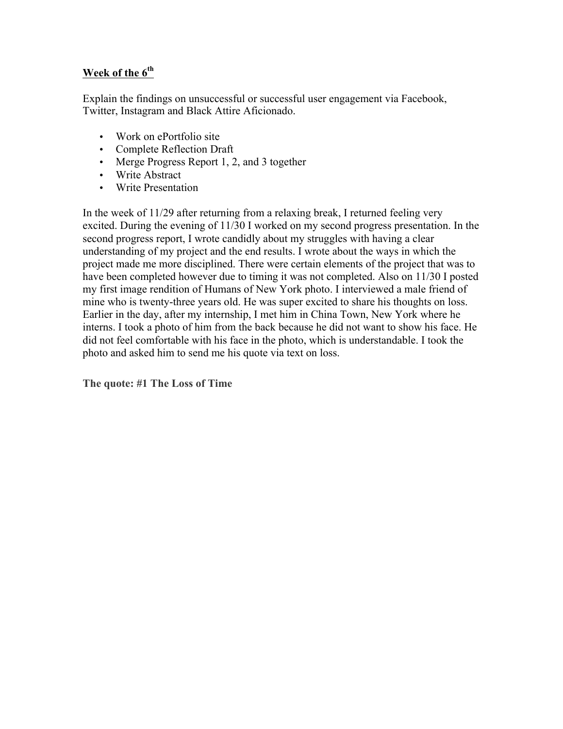**Week of the 6th**

Explain the findings on unsuccessful or successful user engagement via Facebook, Twitter, Instagram and Black Attire Aficionado.

- Work on ePortfolio site
- Complete Reflection Draft
- Merge Progress Report 1, 2, and 3 together
- Write Abstract
- Write Presentation

In the week of 11/29 after returning from a relaxing break, I returned feeling very excited. During the evening of 11/30 I worked on my second progress presentation. In the second progress report, I wrote candidly about my struggles with having a clear understanding of my project and the end results. I wrote about the ways in which the project made me more disciplined. There were certain elements of the project that was to have been completed however due to timing it was not completed. Also on 11/30 I posted my first image rendition of Humans of New York photo. I interviewed a male friend of mine who is twenty-three years old. He was super excited to share his thoughts on loss. Earlier in the day, after my internship, I met him in China Town, New York where he interns. I took a photo of him from the back because he did not want to show his face. He did not feel comfortable with his face in the photo, which is understandable. I took the photo and asked him to send me his quote via text on loss.

**The quote: #1 The Loss of Time**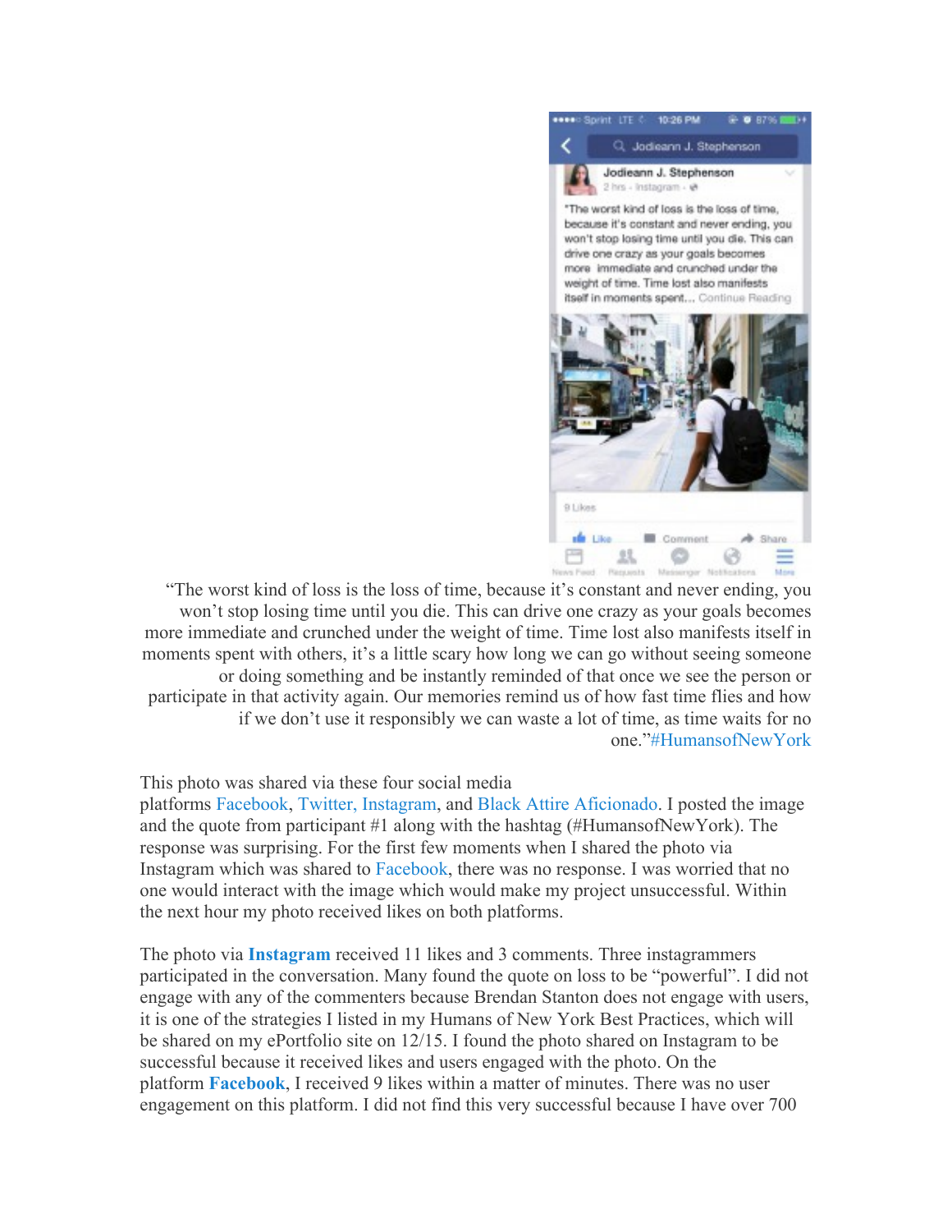“The worst kind of loss is the loss of time, because it’s constant and never ending, you won’t stop losing time until you die. This can drive one crazy as your goals becomes more immediate and crunched under the weight of time. Time lost also manifests itself in moments spent with others, it’s a little scary how long we can go without seeing someone or doing something and be instantly reminded of that once we see the person or participate in that activity again. Our memories remind us of how fast time flies and how if we don’t use it responsibly we can waste a lot of time, as time waits for no one.”#HumansofNewYork

This photo was shared via these four social media platforms Facebook, Twitter, Instagram, and Black Attire Aficionado. I posted the image and the quote from participant #1 along with the hashtag (#HumansofNewYork). The response was surprising. For the first few moments when I shared the photo via Instagram which was shared to Facebook, there was no response. I was worried that no one would interact with the image which would make my project unsuccessful. Within the next hour my photo received likes on both platforms.

The photo via **Instagram** received 11 likes and 3 comments. Three instagrammers participated in the conversation. Many found the quote on loss to be “powerful”. I did not engage with any of the commenters because Brendan Stanton does not engage with users, it is one of the strategies I listed in my Humans of New York Best Practices, which will be shared on my ePortfolio site on 12/15. I found the photo shared on Instagram to be successful because it received likes and users engaged with the photo. On the platform **Facebook**, I received 9 likes within a matter of minutes. There was no user engagement on this platform. I did not find this very successful because I have over 700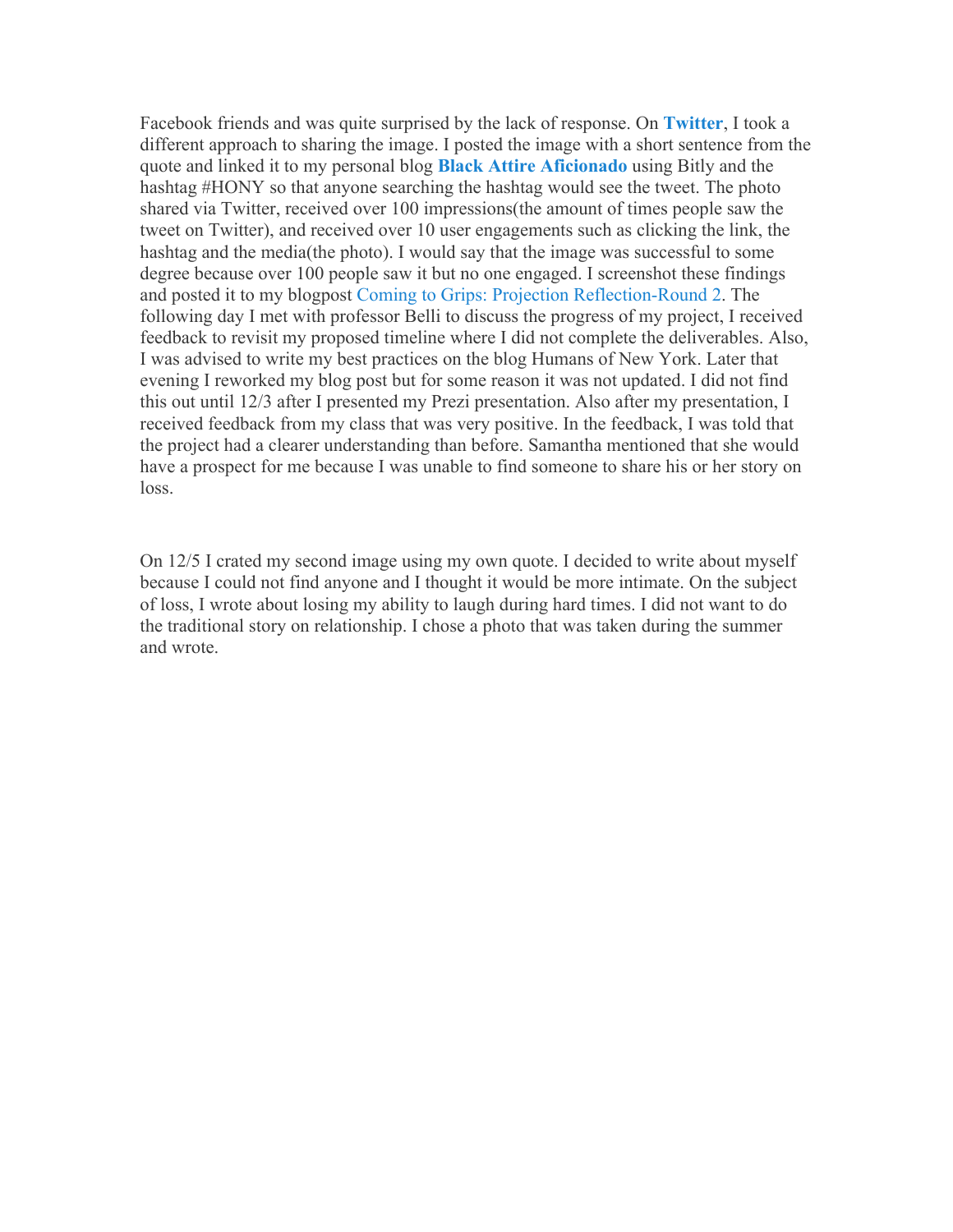Facebook friends and was quite surprised by the lack of response. On **Twitter**, I took a different approach to sharing the image. I posted the image with a short sentence from the quote and linked it to my personal blog **Black Attire Aficionado** using Bitly and the hashtag #HONY so that anyone searching the hashtag would see the tweet. The photo shared via Twitter, received over 100 impressions(the amount of times people saw the tweet on Twitter), and received over 10 user engagements such as clicking the link, the hashtag and the media(the photo). I would say that the image was successful to some degree because over 100 people saw it but no one engaged. I screenshot these findings and posted it to my blogpost Coming to Grips: Projection Reflection-Round 2. The following day I met with professor Belli to discuss the progress of my project, I received feedback to revisit my proposed timeline where I did not complete the deliverables. Also, I was advised to write my best practices on the blog Humans of New York. Later that evening I reworked my blog post but for some reason it was not updated. I did not find this out until 12/3 after I presented my Prezi presentation. Also after my presentation, I received feedback from my class that was very positive. In the feedback, I was told that the project had a clearer understanding than before. Samantha mentioned that she would have a prospect for me because I was unable to find someone to share his or her story on loss.

On 12/5 I crated my second image using my own quote. I decided to write about myself because I could not find anyone and I thought it would be more intimate. On the subject of loss, I wrote about losing my ability to laugh during hard times. I did not want to do the traditional story on relationship. I chose a photo that was taken during the summer and wrote.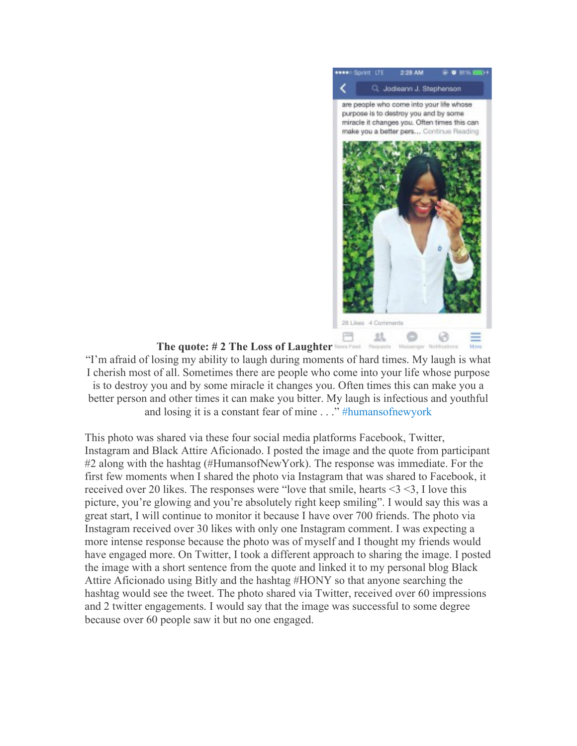**The quote: # 2 The Loss of Laughter**

"I'm afraid of losing my ability to laugh during moments of hard times. My laugh is what I cherish most of all. Sometimes there are people who come into your life whose purpose is to destroy you and by some miracle it changes you. Often times this can make you a better person and other times it can make you bitter. My laugh is infectious and youthful and losing it is a constant fear of mine . . ." #humansofnewyork

This photo was shared via these four social media platforms Facebook, Twitter, Instagram and Black Attire Aficionado. I posted the image and the quote from participant #2 along with the hashtag (#HumansofNewYork). The response was immediate. For the first few moments when I shared the photo via Instagram that was shared to Facebook, it received over 20 likes. The responses were "love that smile, hearts <3 <3, I love this picture, you're glowing and you're absolutely right keep smiling". I would say this was a great start, I will continue to monitor it because I have over 700 friends. The photo via Instagram received over 30 likes with only one Instagram comment. I was expecting a more intense response because the photo was of myself and I thought my friends would have engaged more. On Twitter, I took a different approach to sharing the image. I posted the image with a short sentence from the quote and linked it to my personal blog Black Attire Aficionado using Bitly and the hashtag #HONY so that anyone searching the hashtag would see the tweet. The photo shared via Twitter, received over 60 impressions and 2 twitter engagements. I would say that the image was successful to some degree because over 60 people saw it but no one engaged.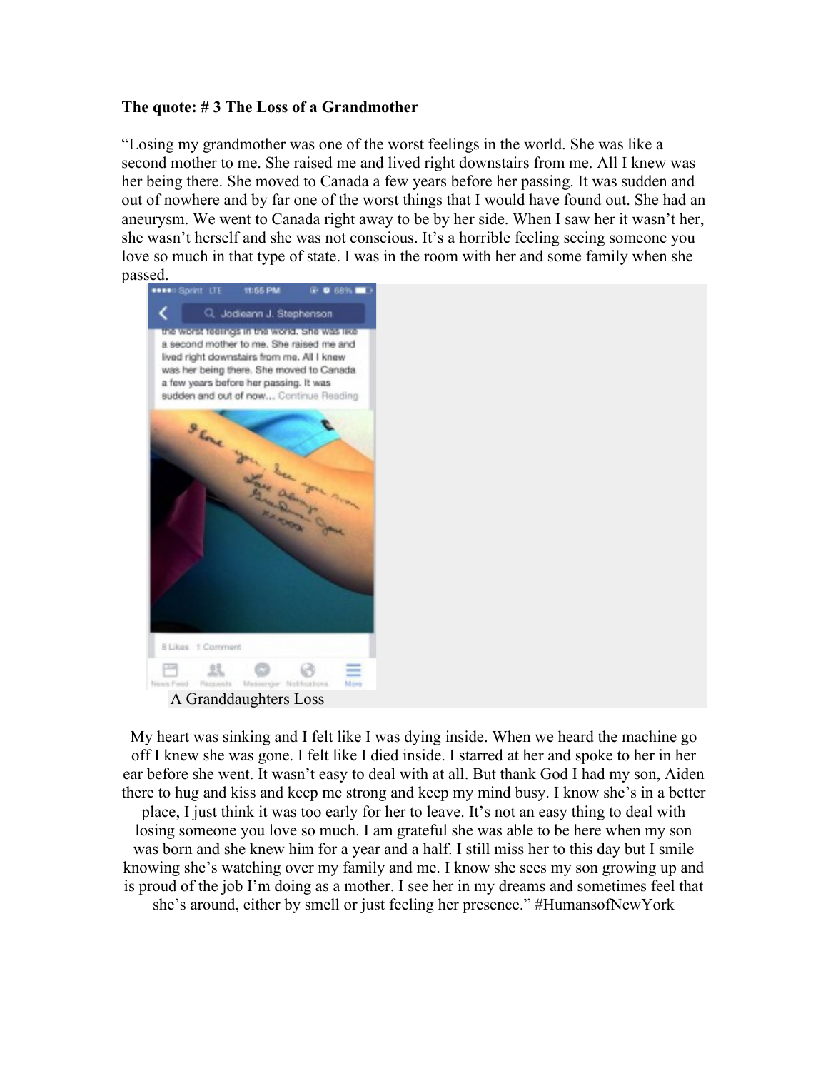**The quote: # 3 The Loss of a Grandmother**

"Losing my grandmother was one of the worst feelings in the world. She was like a second mother to me. She raised me and lived right downstairs from me. All I knew was her being there. She moved to Canada a few years before her passing. It was sudden and out of nowhere and by far one of the worst things that I would have found out. She had an aneurysm. We went to Canada right away to be by her side. When I saw her it wasn't her, she wasn't herself and she was not conscious. It's a horrible feeling seeing someone you love so much in that type of state. I was in the room with her and some family when she passed.

A Granddaughters Loss

My heart was sinking and I felt like I was dying inside. When we heard the machine go off I knew she was gone. I felt like I died inside. I starred at her and spoke to her in her ear before she went. It wasn't easy to deal with at all. But thank God I had my son, Aiden there to hug and kiss and keep me strong and keep my mind busy. I know she's in a better place, I just think it was too early for her to leave. It's not an easy thing to deal with losing someone you love so much. I am grateful she was able to be here when my son was born and she knew him for a year and a half. I still miss her to this day but I smile knowing she's watching over my family and me. I know she sees my son growing up and is proud of the job I'm doing as a mother. I see her in my dreams and sometimes feel that she's around, either by smell or just feeling her presence." #HumansofNewYork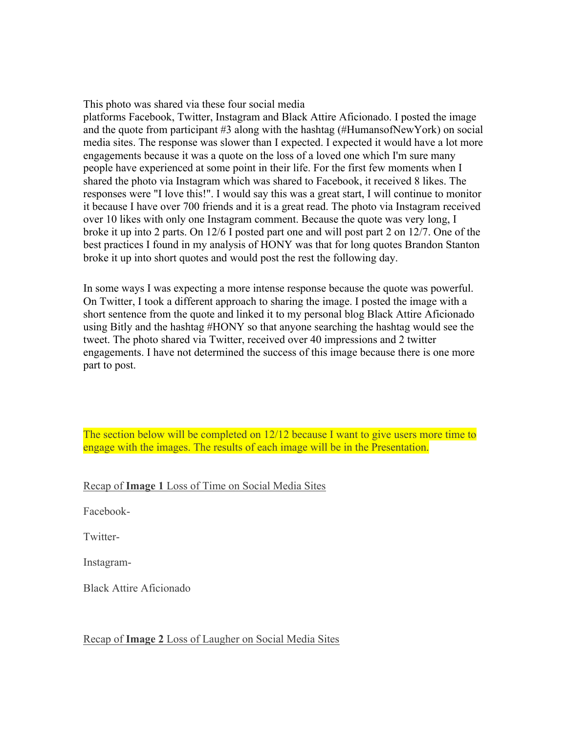This photo was shared via these four social media platforms Facebook, Twitter, Instagram and Black Attire Aficionado. I posted the image and the quote from participant #3 along with the hashtag (#HumansofNewYork) on social media sites. The response was slower than I expected. I expected it would have a lot more engagements because it was a quote on the loss of a loved one which I'm sure many people have experienced at some point in their life. For the first few moments when I shared the photo via Instagram which was shared to Facebook, it received 8 likes. The responses were "I love this!". I would say this was a great start, I will continue to monitor it because I have over 700 friends and it is a great read. The photo via Instagram received over 10 likes with only one Instagram comment. Because the quote was very long, I broke it up into 2 parts. On 12/6 I posted part one and will post part 2 on 12/7. One of the best practices I found in my analysis of HONY was that for long quotes Brandon Stanton broke it up into short quotes and would post the rest the following day.

In some ways I was expecting a more intense response because the quote was powerful. On Twitter, I took a different approach to sharing the image. I posted the image with a short sentence from the quote and linked it to my personal blog Black Attire Aficionado using Bitly and the hashtag #HONY so that anyone searching the hashtag would see the tweet. The photo shared via Twitter, received over 40 impressions and 2 twitter engagements. I have not determined the success of this image because there is one more part to post.

The section below will be completed on 12/12 because I want to give users more time to engage with the images. The results of each image will be in the Presentation.

<u>Recap of **Image 1** Loss of Time on Social Media Sites</u>

Facebook-

Twitter-

Instagram-

Black Attire Aficionado

<u>Recap of **Image 2** Loss of Laugher on Social Media Sites</u>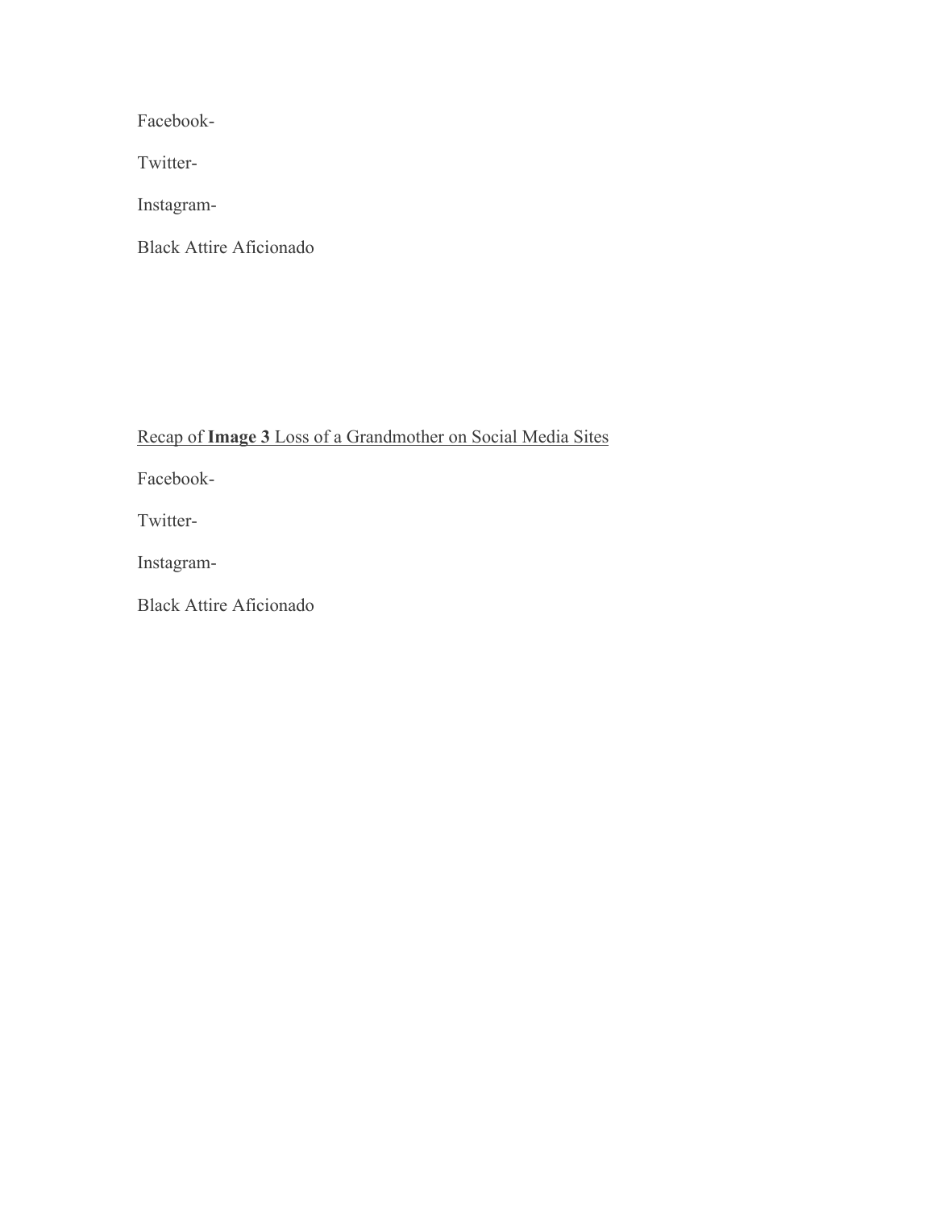Facebook-

Twitter-

Instagram-

Black Attire Aficionado

<u>Recap of **Image 3** Loss of a Grandmother on Social Media Sites</u>

Facebook-

Twitter-

Instagram-

Black Attire Aficionado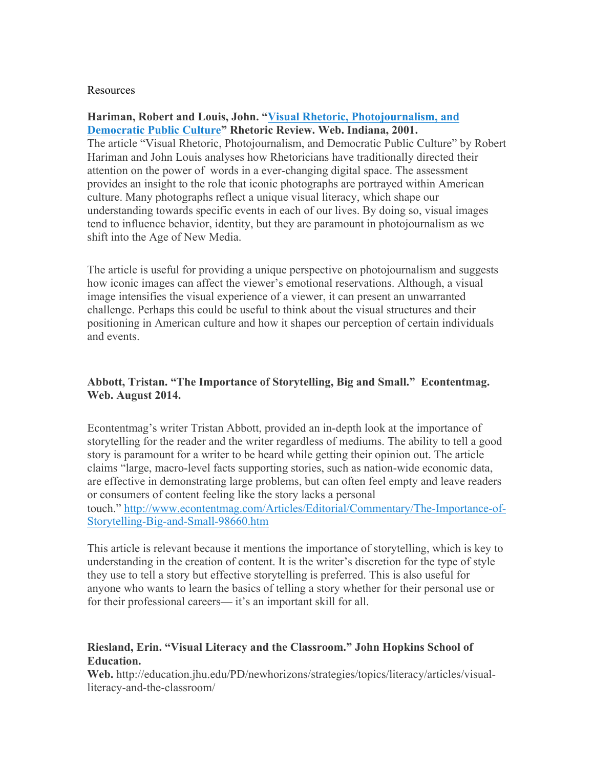Resources

**Hariman, Robert and Louis, John. "[Visual Rhetoric, Photojournalism, and Democratic Public Culture]()" Rhetoric Review. Web. Indiana, 2001.**
The article "Visual Rhetoric, Photojournalism, and Democratic Public Culture" by Robert Hariman and John Louis analyses how Rhetoricians have traditionally directed their attention on the power of words in a ever-changing digital space. The assessment provides an insight to the role that iconic photographs are portrayed within American culture. Many photographs reflect a unique visual literacy, which shape our understanding towards specific events in each of our lives. By doing so, visual images tend to influence behavior, identity, but they are paramount in photojournalism as we shift into the Age of New Media.

The article is useful for providing a unique perspective on photojournalism and suggests how iconic images can affect the viewer's emotional reservations. Although, a visual image intensifies the visual experience of a viewer, it can present an unwarranted challenge. Perhaps this could be useful to think about the visual structures and their positioning in American culture and how it shapes our perception of certain individuals and events.

**Abbott, Tristan. "The Importance of Storytelling, Big and Small." Econtentmag. Web. August 2014.**

Econtentmag's writer Tristan Abbott, provided an in-depth look at the importance of storytelling for the reader and the writer regardless of mediums. The ability to tell a good story is paramount for a writer to be heard while getting their opinion out. The article claims "large, macro-level facts supporting stories, such as nation-wide economic data, are effective in demonstrating large problems, but can often feel empty and leave readers or consumers of content feeling like the story lacks a personal touch." http://www.econtentmag.com/Articles/Editorial/Commentary/The-Importance-of-Storytelling-Big-and-Small-98660.htm

This article is relevant because it mentions the importance of storytelling, which is key to understanding in the creation of content. It is the writer's discretion for the type of style they use to tell a story but effective storytelling is preferred. This is also useful for anyone who wants to learn the basics of telling a story whether for their personal use or for their professional careers— it's an important skill for all.

**Riesland, Erin. "Visual Literacy and the Classroom." John Hopkins School of Education.**
**Web.** http://education.jhu.edu/PD/newhorizons/strategies/topics/literacy/articles/visual-literacy-and-the-classroom/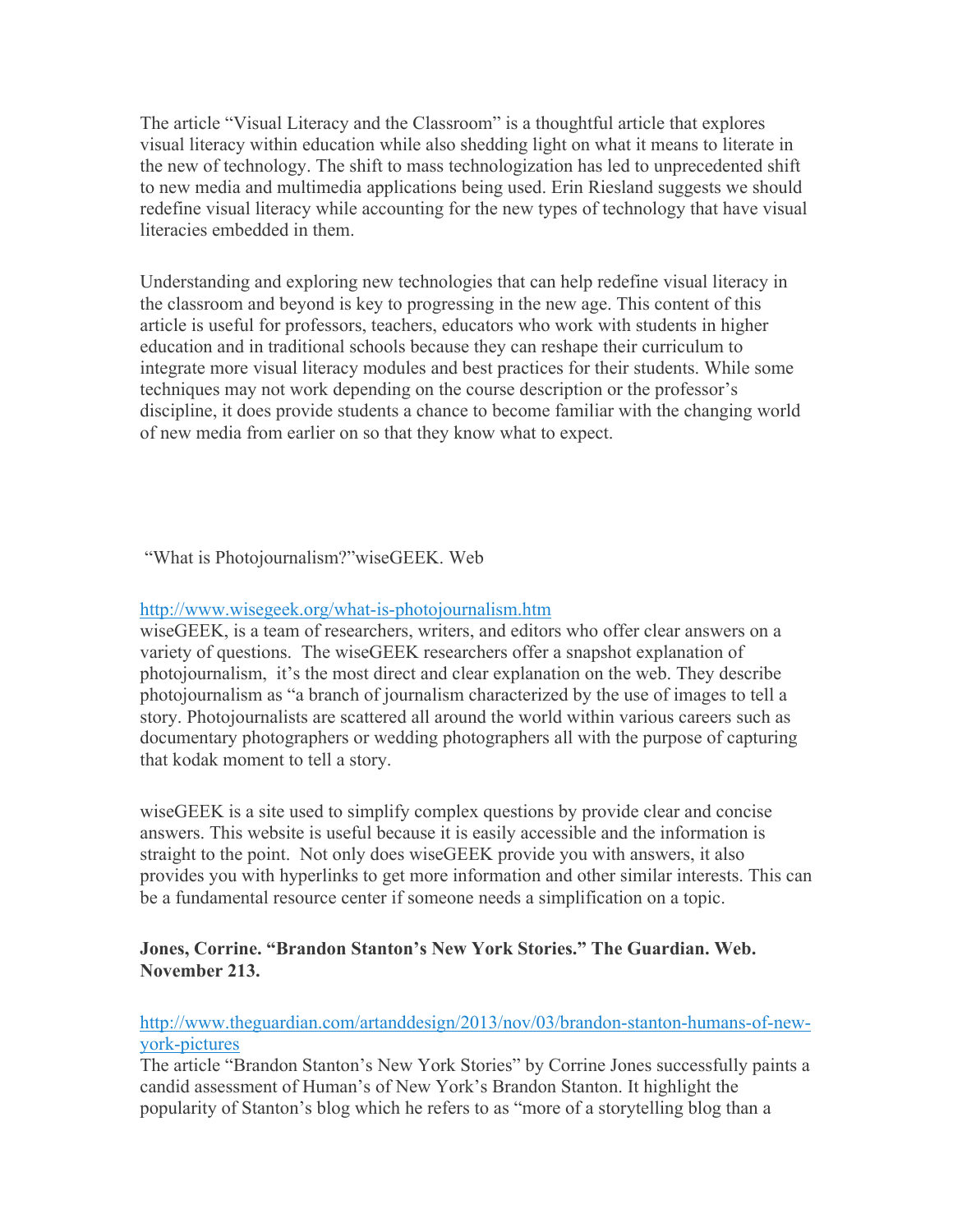The article "Visual Literacy and the Classroom" is a thoughtful article that explores visual literacy within education while also shedding light on what it means to literate in the new of technology. The shift to mass technologization has led to unprecedented shift to new media and multimedia applications being used. Erin Riesland suggests we should redefine visual literacy while accounting for the new types of technology that have visual literacies embedded in them.

Understanding and exploring new technologies that can help redefine visual literacy in the classroom and beyond is key to progressing in the new age. This content of this article is useful for professors, teachers, educators who work with students in higher education and in traditional schools because they can reshape their curriculum to integrate more visual literacy modules and best practices for their students. While some techniques may not work depending on the course description or the professor's discipline, it does provide students a chance to become familiar with the changing world of new media from earlier on so that they know what to expect.

"What is Photojournalism?"wiseGEEK. Web

http://www.wisegeek.org/what-is-photojournalism.htm

wiseGEEK, is a team of researchers, writers, and editors who offer clear answers on a variety of questions. The wiseGEEK researchers offer a snapshot explanation of photojournalism, it's the most direct and clear explanation on the web. They describe photojournalism as "a branch of journalism characterized by the use of images to tell a story. Photojournalists are scattered all around the world within various careers such as documentary photographers or wedding photographers all with the purpose of capturing that kodak moment to tell a story.

wiseGEEK is a site used to simplify complex questions by provide clear and concise answers. This website is useful because it is easily accessible and the information is straight to the point. Not only does wiseGEEK provide you with answers, it also provides you with hyperlinks to get more information and other similar interests. This can be a fundamental resource center if someone needs a simplification on a topic.

**Jones, Corrine. "Brandon Stanton's New York Stories." The Guardian. Web. November 213.**

http://www.theguardian.com/artanddesign/2013/nov/03/brandon-stanton-humans-of-new-york-pictures

The article "Brandon Stanton's New York Stories" by Corrine Jones successfully paints a candid assessment of Human's of New York's Brandon Stanton. It highlight the popularity of Stanton's blog which he refers to as "more of a storytelling blog than a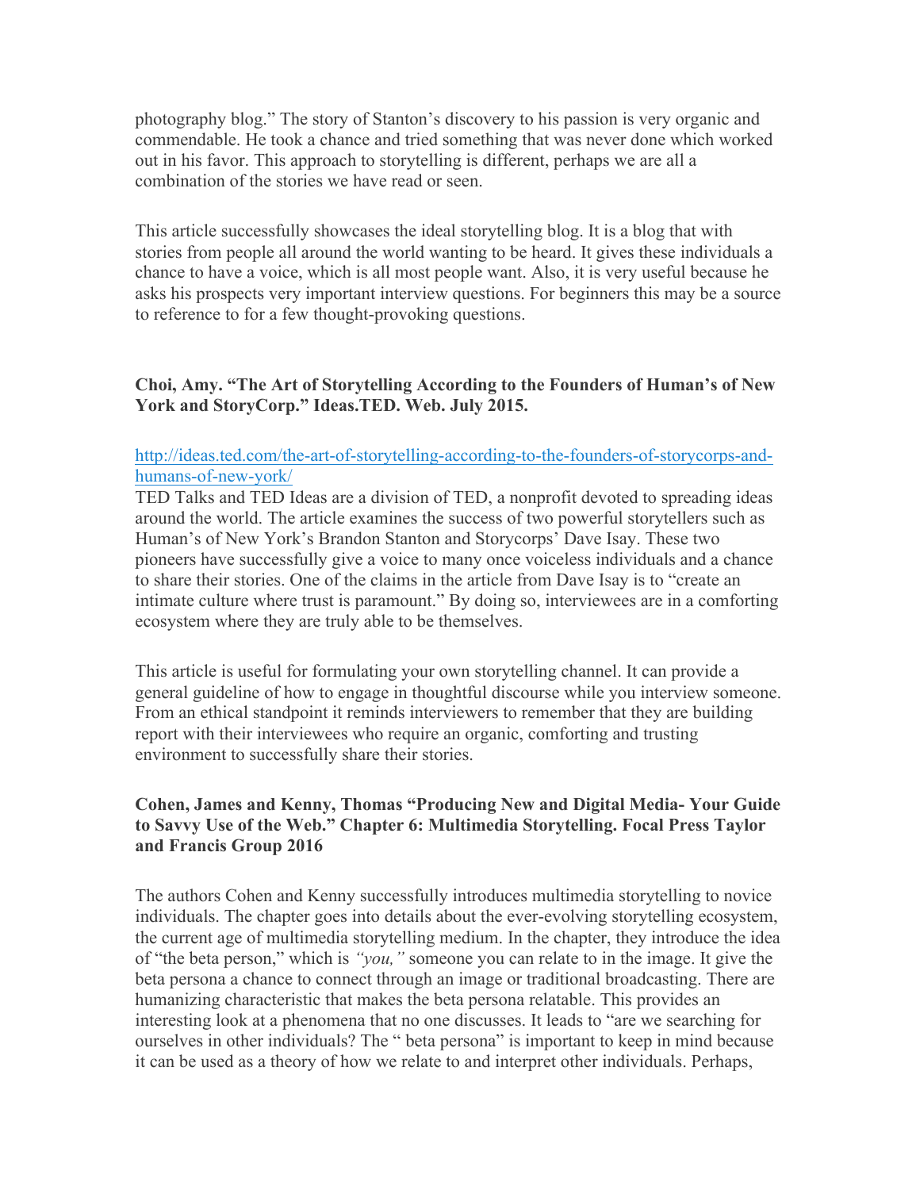photography blog." The story of Stanton's discovery to his passion is very organic and commendable. He took a chance and tried something that was never done which worked out in his favor. This approach to storytelling is different, perhaps we are all a combination of the stories we have read or seen.

This article successfully showcases the ideal storytelling blog. It is a blog that with stories from people all around the world wanting to be heard. It gives these individuals a chance to have a voice, which is all most people want. Also, it is very useful because he asks his prospects very important interview questions. For beginners this may be a source to reference to for a few thought-provoking questions.

**Choi, Amy. "The Art of Storytelling According to the Founders of Human's of New York and StoryCorp." Ideas.TED. Web. July 2015.**

http://ideas.ted.com/the-art-of-storytelling-according-to-the-founders-of-storycorps-and-humans-of-new-york/

TED Talks and TED Ideas are a division of TED, a nonprofit devoted to spreading ideas around the world. The article examines the success of two powerful storytellers such as Human's of New York's Brandon Stanton and Storycorps' Dave Isay. These two pioneers have successfully give a voice to many once voiceless individuals and a chance to share their stories. One of the claims in the article from Dave Isay is to "create an intimate culture where trust is paramount." By doing so, interviewees are in a comforting ecosystem where they are truly able to be themselves.

This article is useful for formulating your own storytelling channel. It can provide a general guideline of how to engage in thoughtful discourse while you interview someone. From an ethical standpoint it reminds interviewers to remember that they are building report with their interviewees who require an organic, comforting and trusting environment to successfully share their stories.

**Cohen, James and Kenny, Thomas "Producing New and Digital Media- Your Guide to Savvy Use of the Web." Chapter 6: Multimedia Storytelling. Focal Press Taylor and Francis Group 2016**

The authors Cohen and Kenny successfully introduces multimedia storytelling to novice individuals. The chapter goes into details about the ever-evolving storytelling ecosystem, the current age of multimedia storytelling medium. In the chapter, they introduce the idea of "the beta person," which is *"you,"* someone you can relate to in the image. It give the beta persona a chance to connect through an image or traditional broadcasting. There are humanizing characteristic that makes the beta persona relatable. This provides an interesting look at a phenomena that no one discusses. It leads to "are we searching for ourselves in other individuals? The " beta persona" is important to keep in mind because it can be used as a theory of how we relate to and interpret other individuals. Perhaps,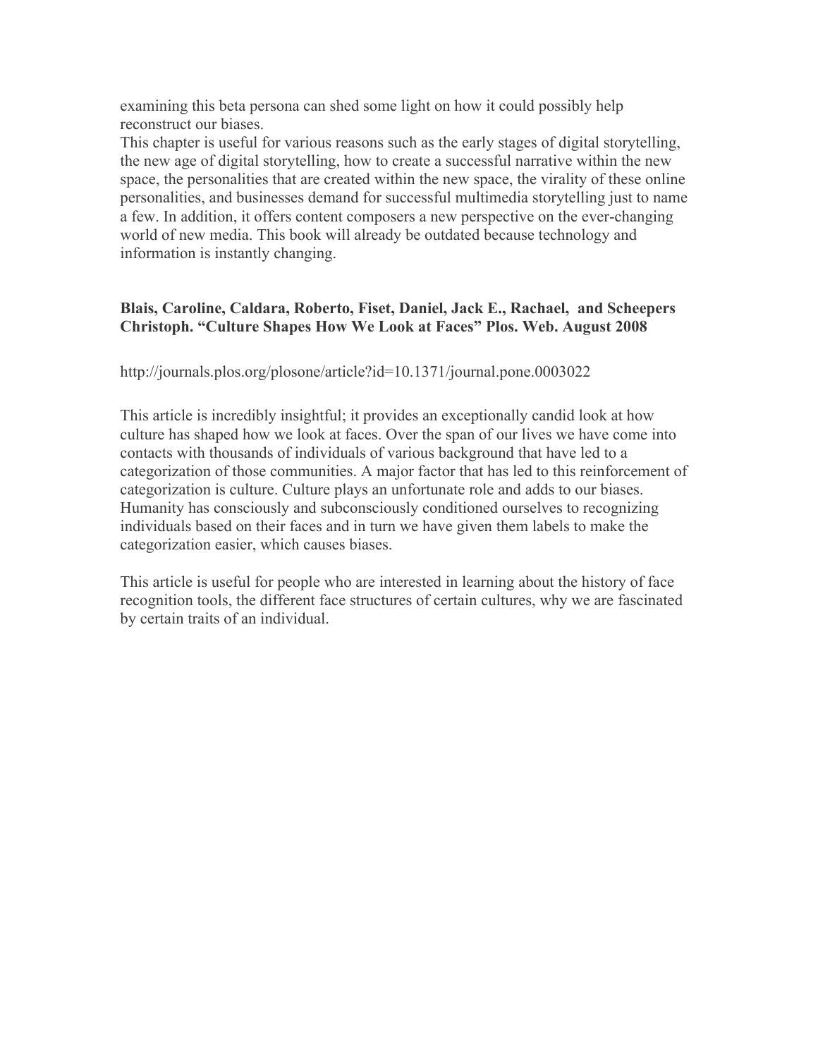examining this beta persona can shed some light on how it could possibly help reconstruct our biases.
This chapter is useful for various reasons such as the early stages of digital storytelling, the new age of digital storytelling, how to create a successful narrative within the new space, the personalities that are created within the new space, the virality of these online personalities, and businesses demand for successful multimedia storytelling just to name a few. In addition, it offers content composers a new perspective on the ever-changing world of new media. This book will already be outdated because technology and information is instantly changing.

**Blais, Caroline, Caldara, Roberto, Fiset, Daniel, Jack E., Rachael, and Scheepers Christoph. "Culture Shapes How We Look at Faces" Plos. Web. August 2008**

http://journals.plos.org/plosone/article?id=10.1371/journal.pone.0003022

This article is incredibly insightful; it provides an exceptionally candid look at how culture has shaped how we look at faces. Over the span of our lives we have come into contacts with thousands of individuals of various background that have led to a categorization of those communities. A major factor that has led to this reinforcement of categorization is culture. Culture plays an unfortunate role and adds to our biases. Humanity has consciously and subconsciously conditioned ourselves to recognizing individuals based on their faces and in turn we have given them labels to make the categorization easier, which causes biases.

This article is useful for people who are interested in learning about the history of face recognition tools, the different face structures of certain cultures, why we are fascinated by certain traits of an individual.